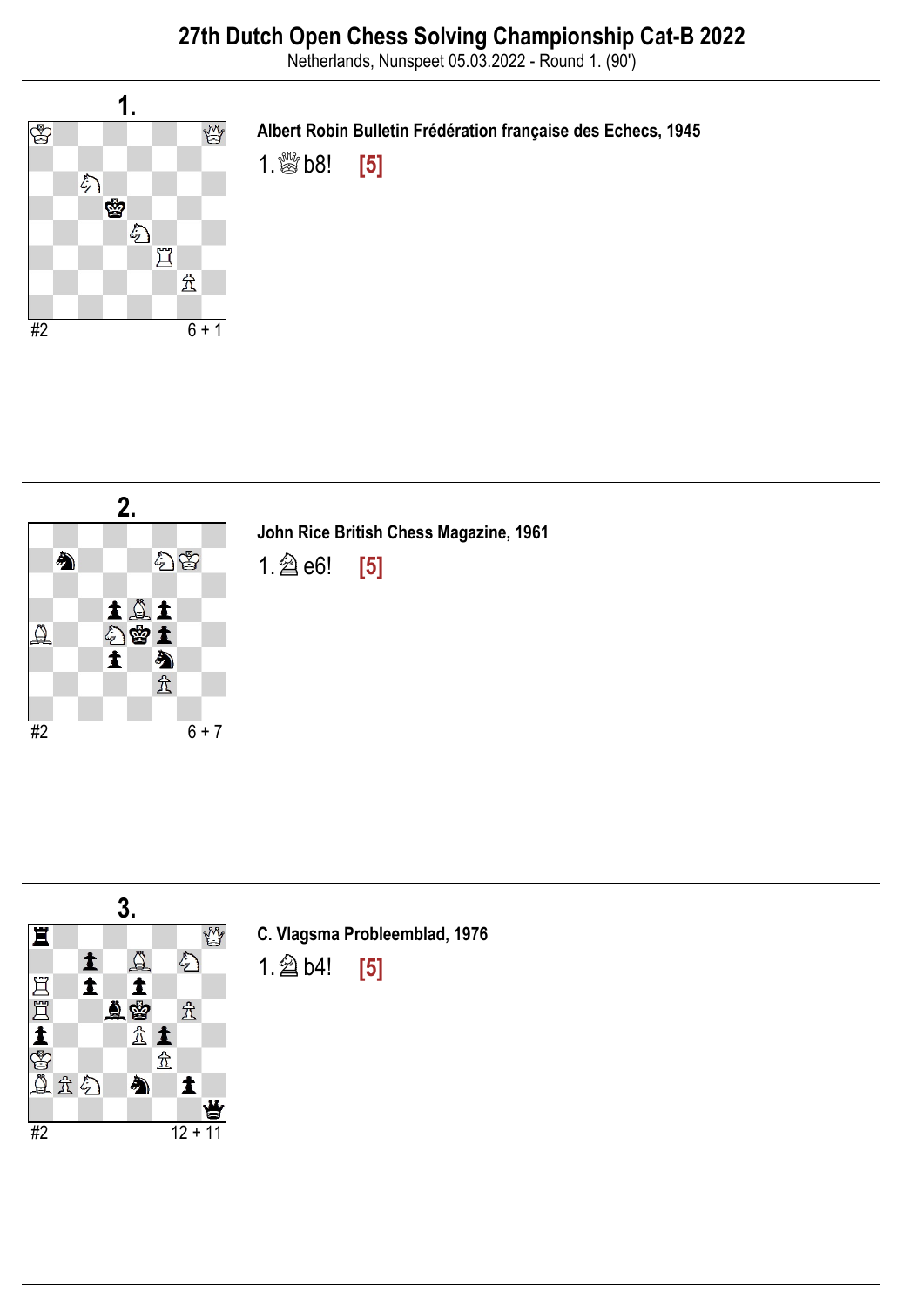# 27th Dutch Open Chess Solving Championship Cat-B 2022

Netherlands, Nunspeet 05.03.2022 - Round 1. (90')

## 1.

#2 6 + 1

**Albert Robin Bulletin Frédération française des Echecs, 1945**

1. ♕b8! **[5]**

## 2.

#2 6 + 7

**John Rice British Chess Magazine, 1961**

1. ♘e6! **[5]**

## 3.

#2 12 + 11

**C. Vlagsma Probleemblad, 1976**

1. ♘b4! **[5]**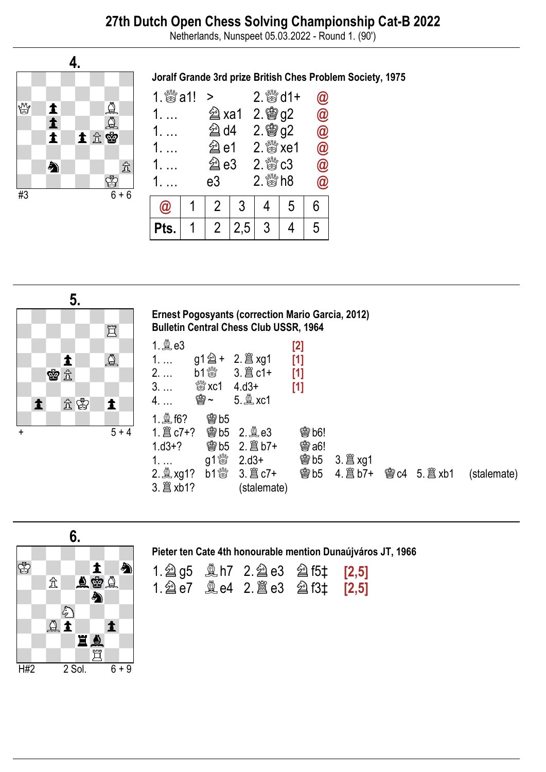# 27th Dutch Open Chess Solving Championship Cat-B 2022

Netherlands, Nunspeet 05.03.2022 - Round 1. (90')

## 4.

#3 6 + 6

**Joralf Grande 3rd prize British Ches Problem Society, 1975**

| | | | |
|---|---|---|---|
| 1.♕a1! | > | 2.♕d1+ | @ |
| 1. … | ♘xa1 | 2.♔g2 | @ |
| 1. … | ♘d4 | 2.♔g2 | @ |
| 1. … | ♘e1 | 2.♕xe1 | @ |
| 1. … | ♘e3 | 2.♕c3 | @ |
| 1. … | e3 | 2.♕h8 | @ |

| @ | 1 | 2 | 3 | 4 | 5 | 6 |
|---|---|---|---|---|---|---|
| Pts. | 1 | 2 | 2,5 | 3 | 4 | 5 |

## 5.

\+ 5 + 4

**Ernest Pogosyants (correction Mario Garcia, 2012)**
**Bulletin Central Chess Club USSR, 1964**

1.♗e3 [2]
1. … g1♘+ 2.♖xg1 [1]
2. … b1♕ 3.♖c1+ [1]
3. … ♕xc1 4.d3+ [1]
4. … ♔~ 5.♗xc1

1.♗f6? ♔b5
1.♖c7+? ♔b5 2.♗e3 ♔b6!
1.d3+? ♔b5 2.♖b7+ ♔a6!
1. … g1♕ 2.d3+ ♔b5 3.♖xg1
2.♗xg1? b1♕ 3.♖c7+ ♔b5 4.♖b7+ ♔c4 5.♖xb1 (stalemate)
3.♖xb1? (stalemate)

## 6.

H#2 2 Sol. 6 + 9

**Pieter ten Cate 4th honourable mention Dunaújváros JT, 1966**

1.♘g5 ♗h7 2.♘e3 ♘f5‡ [2,5]
1.♘e7 ♗e4 2.♖e3 ♘f3‡ [2,5]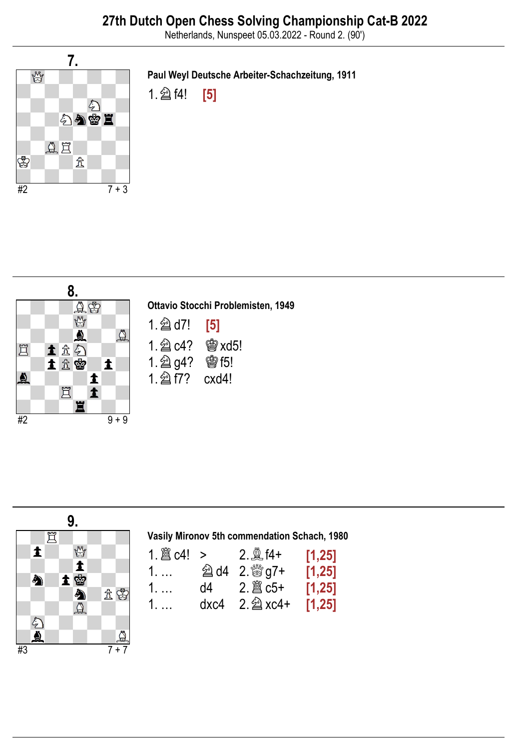## 27th Dutch Open Chess Solving Championship Cat-B 2022

Netherlands, Nunspeet 05.03.2022 - Round 2. (90')

### 7.

#2 7 + 3

**Paul Weyl Deutsche Arbeiter-Schachzeitung, 1911**

1.♘f4! **[5]**

### 8.

#2 9 + 9

**Ottavio Stocchi Problemisten, 1949**

1.♘d7! **[5]**

1.♘c4? ♚xd5!

1.♘g4? ♚f5!

1.♘f7? cxd4!

### 9.

#3 7 + 7

**Vasily Mironov 5th commendation Schach, 1980**

| | | | |
|---|---|---|---|
| 1.♖c4! | > | 2.♗f4+ | **[1,25]** |
| 1. … | ♞d4 | 2.♕g7+ | **[1,25]** |
| 1. … | d4 | 2.♖c5+ | **[1,25]** |
| 1. … | dxc4 | 2.♘xc4+ | **[1,25]** |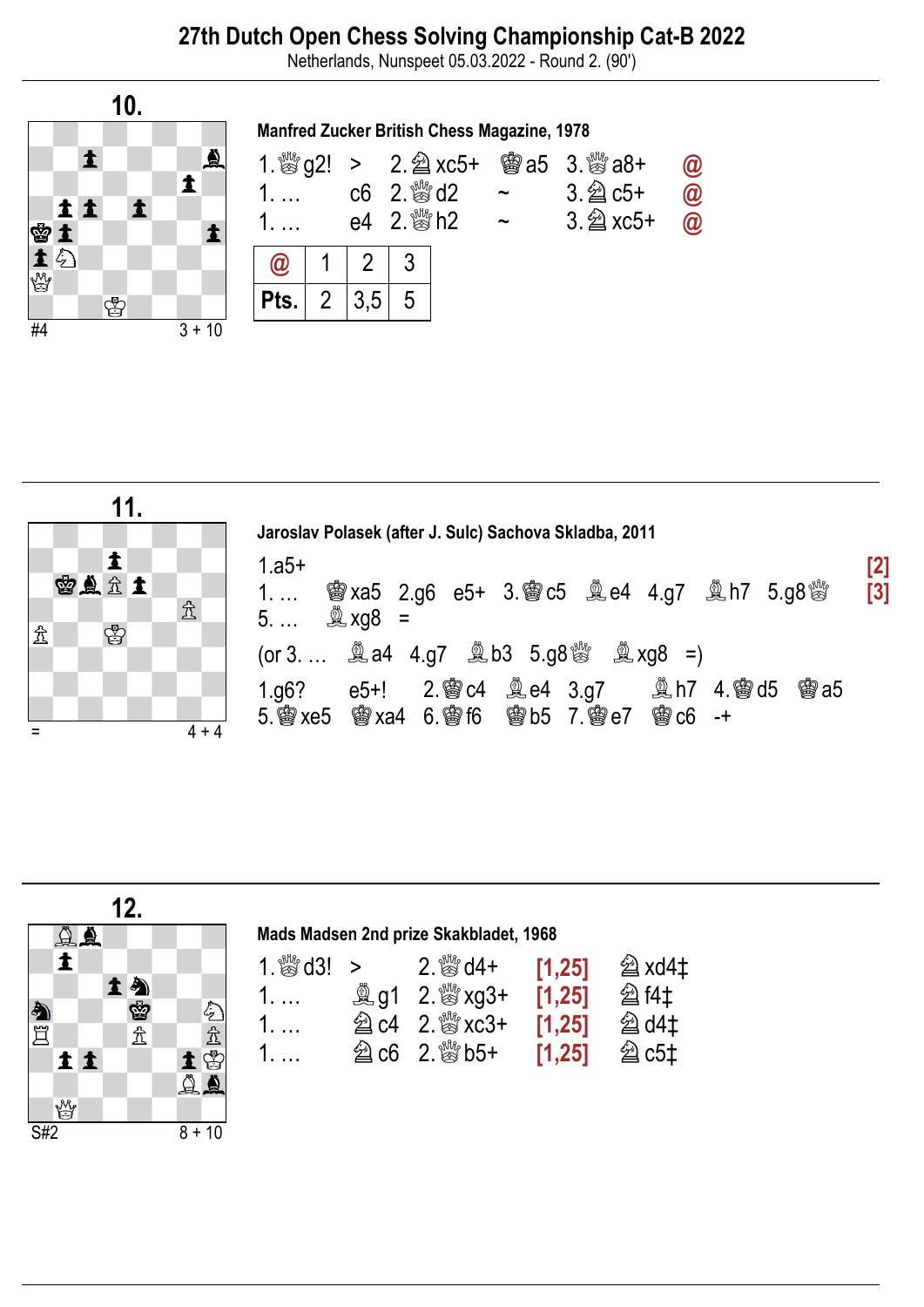## 27th Dutch Open Chess Solving Championship Cat-B 2022

Netherlands, Nunspeet 05.03.2022 - Round 2. (90')

### 10.

#4 3 + 10

**Manfred Zucker British Chess Magazine, 1978**

| | | | | | | |
|---|---|---|---|---|---|---|
| 1.♕g2! | > | 2.♘xc5+ | ♚a5 | 3.♕a8+ | | @ |
| 1. … | c6 | 2.♕d2 | ~ | | 3.♘c5+ | @ |
| 1. … | e4 | 2.♕h2 | ~ | | 3.♘xc5+ | @ |

| @ | 1 | 2 | 3 |
|---|---|---|---|
| Pts. | 2 | 3,5 | 5 |

### 11.

= 4 + 4

**Jaroslav Polasek (after J. Sulc) Sachova Skladba, 2011**

1.a5+ [2]

1. … ♚xa5 2.g6 e5+ 3.♔c5 ♝e4 4.g7 ♝h7 5.g8♕ [3]

5. … ♝xg8 =

(or 3. … ♝a4 4.g7 ♝b3 5.g8♕ ♝xg8 =)

1.g6? e5+! 2.♔c4 ♝e4 3.g7 ♝h7 4.♔d5 ♚a5 5.♔xe5 ♚xa4 6.♔f6 ♚b5 7.♔e7 ♚c6 -+

### 12.

S#2 8 + 10

**Mads Madsen 2nd prize Skakbladet, 1968**

| | | | | |
|---|---|---|---|---|
| 1.♕d3! | > | 2.♕d4+ | [1,25] | ♞xd4‡ |
| 1. … | ♝g1 | 2.♕xg3+ | [1,25] | ♞f4‡ |
| 1. … | ♞c4 | 2.♕xc3+ | [1,25] | ♞d4‡ |
| 1. … | ♞c6 | 2.♕b5+ | [1,25] | ♞c5‡ |